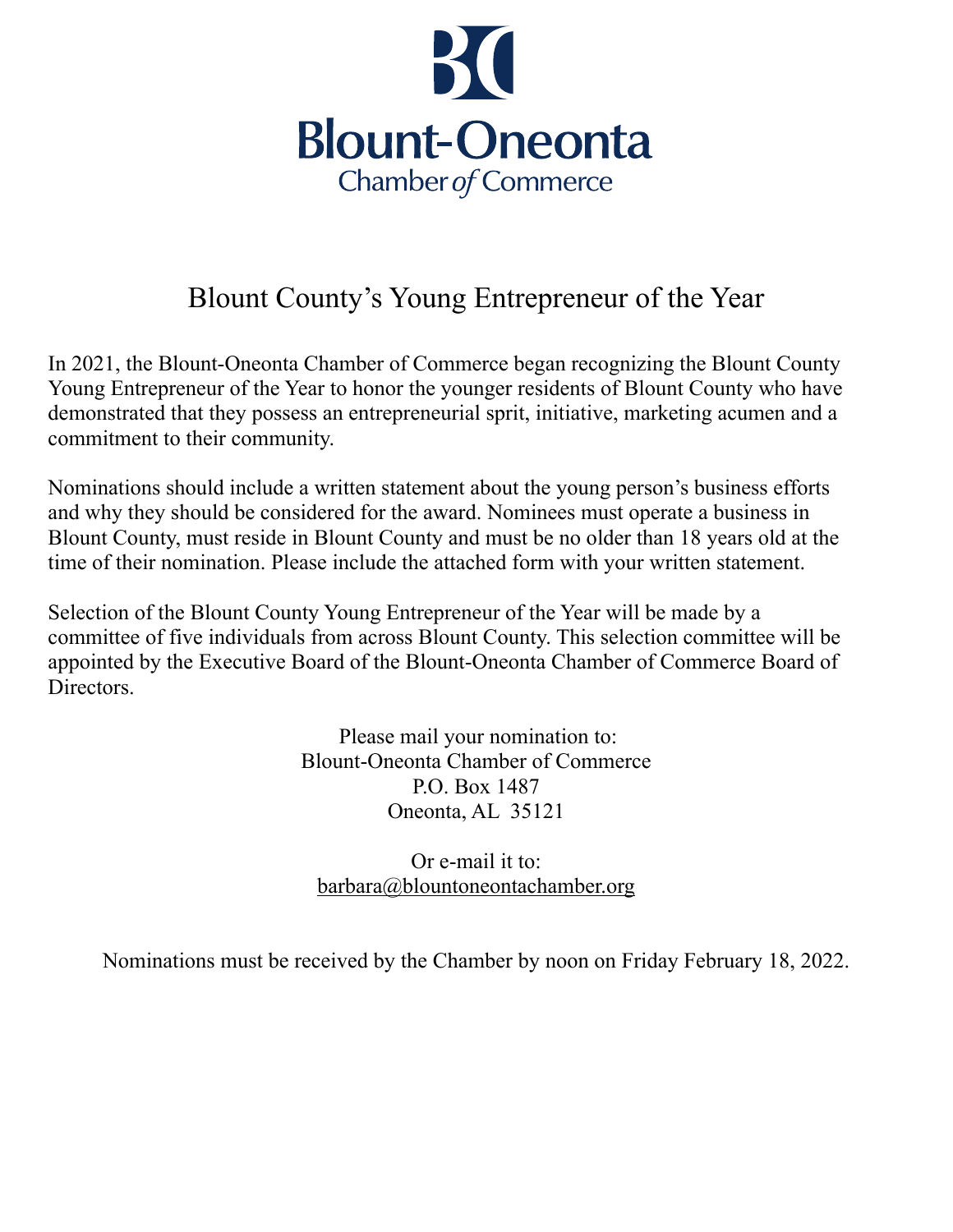Blount-Oneonta
Chamber of Commerce

# Blount County's Young Entrepreneur of the Year

In 2021, the Blount-Oneonta Chamber of Commerce began recognizing the Blount County Young Entrepreneur of the Year to honor the younger residents of Blount County who have demonstrated that they possess an entrepreneurial sprit, initiative, marketing acumen and a commitment to their community.

Nominations should include a written statement about the young person's business efforts and why they should be considered for the award. Nominees must operate a business in Blount County, must reside in Blount County and must be no older than 18 years old at the time of their nomination. Please include the attached form with your written statement.

Selection of the Blount County Young Entrepreneur of the Year will be made by a committee of five individuals from across Blount County. This selection committee will be appointed by the Executive Board of the Blount-Oneonta Chamber of Commerce Board of Directors.

Please mail your nomination to:
Blount-Oneonta Chamber of Commerce
P.O. Box 1487
Oneonta, AL 35121

Or e-mail it to:
barbara@blountoneontachamber.org

Nominations must be received by the Chamber by noon on Friday February 18, 2022.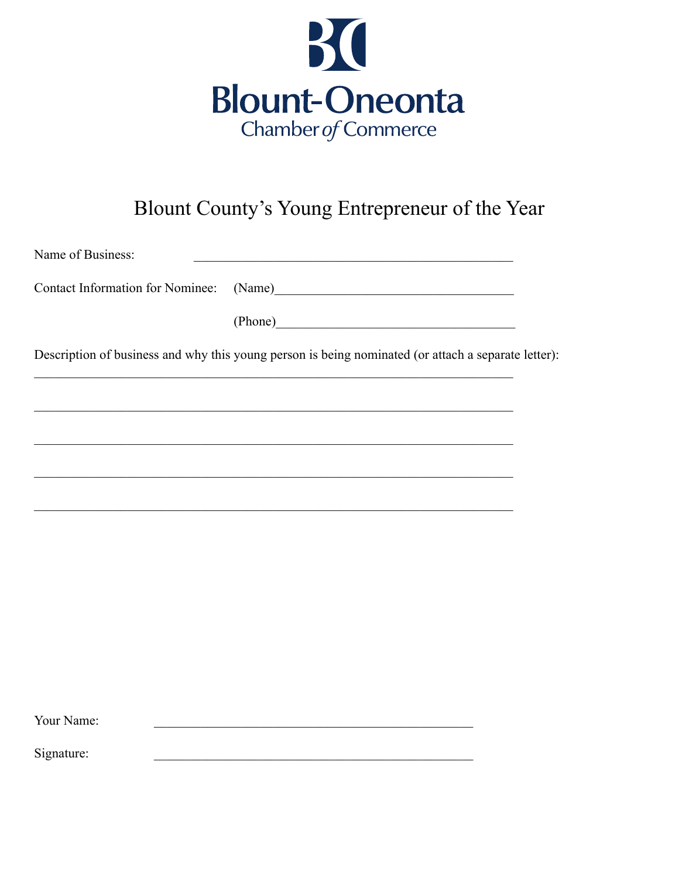Blount-Oneonta
Chamber of Commerce

# Blount County's Young Entrepreneur of the Year

Name of Business: ___________________________________________

Contact Information for Nominee: (Name)_________________________________

(Phone)_________________________________

Description of business and why this young person is being nominated (or attach a separate letter):

___________________________________________________________________

___________________________________________________________________

___________________________________________________________________

___________________________________________________________________

___________________________________________________________________

Your Name: ___________________________________________

Signature: ___________________________________________